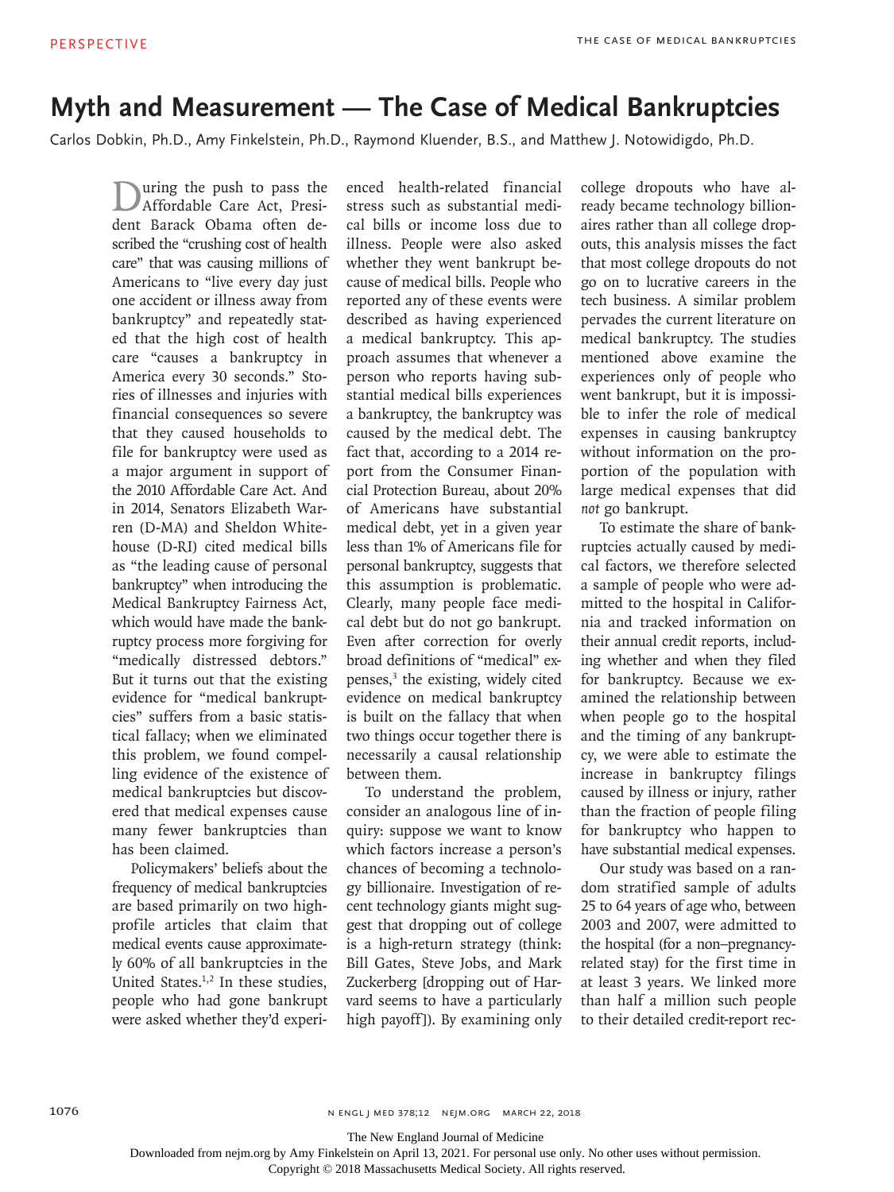PERSPECTIVE

# Myth and Measurement — The Case of Medical Bankruptcies

Carlos Dobkin, Ph.D., Amy Finkelstein, Ph.D., Raymond Kluender, B.S., and Matthew J. Notowidigdo, Ph.D.

During the push to pass the Affordable Care Act, President Barack Obama often described the "crushing cost of health care" that was causing millions of Americans to "live every day just one accident or illness away from bankruptcy" and repeatedly stated that the high cost of health care "causes a bankruptcy in America every 30 seconds." Stories of illnesses and injuries with financial consequences so severe that they caused households to file for bankruptcy were used as a major argument in support of the 2010 Affordable Care Act. And in 2014, Senators Elizabeth Warren (D-MA) and Sheldon Whitehouse (D-RI) cited medical bills as "the leading cause of personal bankruptcy" when introducing the Medical Bankruptcy Fairness Act, which would have made the bankruptcy process more forgiving for "medically distressed debtors." But it turns out that the existing evidence for "medical bankruptcies" suffers from a basic statistical fallacy; when we eliminated this problem, we found compelling evidence of the existence of medical bankruptcies but discovered that medical expenses cause many fewer bankruptcies than has been claimed.

Policymakers' beliefs about the frequency of medical bankruptcies are based primarily on two high-profile articles that claim that medical events cause approximately 60% of all bankruptcies in the United States.[1,2] In these studies, people who had gone bankrupt were asked whether they'd experienced health-related financial stress such as substantial medical bills or income loss due to illness. People were also asked whether they went bankrupt because of medical bills. People who reported any of these events were described as having experienced a medical bankruptcy. This approach assumes that whenever a person who reports having substantial medical bills experiences a bankruptcy, the bankruptcy was caused by the medical debt. The fact that, according to a 2014 report from the Consumer Financial Protection Bureau, about 20% of Americans have substantial medical debt, yet in a given year less than 1% of Americans file for personal bankruptcy, suggests that this assumption is problematic. Clearly, many people face medical debt but do not go bankrupt. Even after correction for overly broad definitions of "medical" expenses,[3] the existing, widely cited evidence on medical bankruptcy is built on the fallacy that when two things occur together there is necessarily a causal relationship between them.

To understand the problem, consider an analogous line of inquiry: suppose we want to know which factors increase a person's chances of becoming a technology billionaire. Investigation of recent technology giants might suggest that dropping out of college is a high-return strategy (think: Bill Gates, Steve Jobs, and Mark Zuckerberg [dropping out of Harvard seems to have a particularly high payoff]). By examining only college dropouts who have already become technology billionaires rather than all college dropouts, this analysis misses the fact that most college dropouts do not go on to lucrative careers in the tech business. A similar problem pervades the current literature on medical bankruptcy. The studies mentioned above examine the experiences only of people who went bankrupt, but it is impossible to infer the role of medical expenses in causing bankruptcy without information on the proportion of the population with large medical expenses that did *not* go bankrupt.

To estimate the share of bankruptcies actually caused by medical factors, we therefore selected a sample of people who were admitted to the hospital in California and tracked information on their annual credit reports, including whether and when they filed for bankruptcy. Because we examined the relationship between when people go to the hospital and the timing of any bankruptcy, we were able to estimate the increase in bankruptcy filings caused by illness or injury, rather than the fraction of people filing for bankruptcy who happen to have substantial medical expenses.

Our study was based on a random stratified sample of adults 25 to 64 years of age who, between 2003 and 2007, were admitted to the hospital (for a non–pregnancy-related stay) for the first time in at least 3 years. We linked more than half a million such people to their detailed credit-report rec-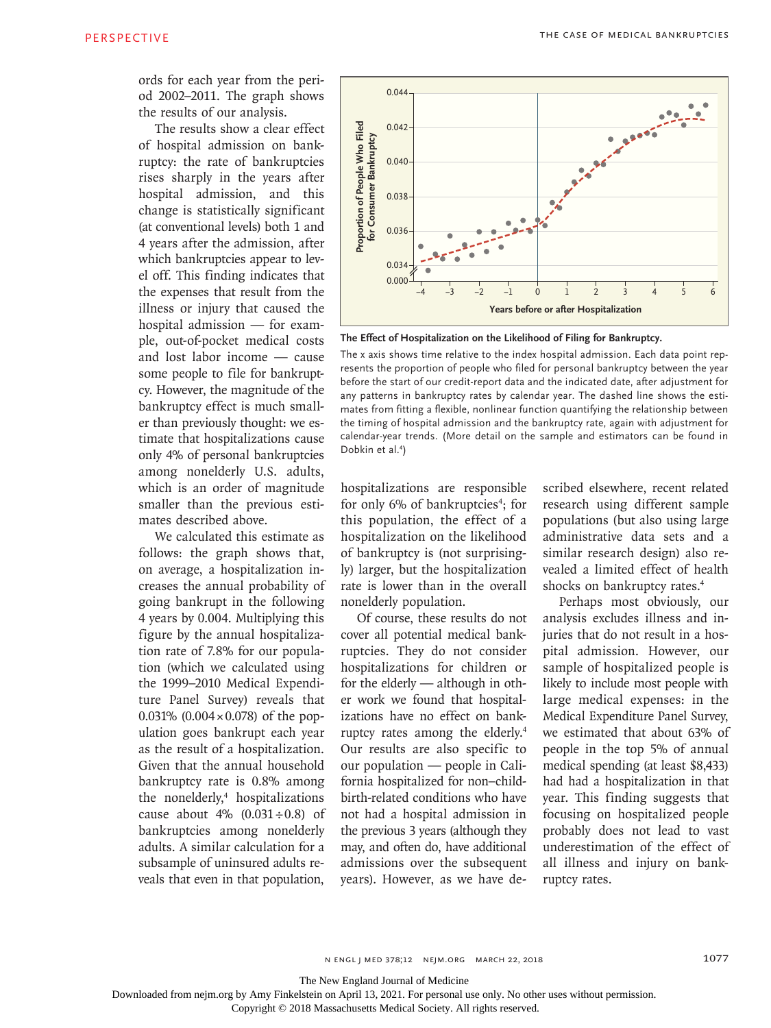ords for each year from the period 2002–2011. The graph shows the results of our analysis.

The results show a clear effect of hospital admission on bankruptcy: the rate of bankruptcies rises sharply in the years after hospital admission, and this change is statistically significant (at conventional levels) both 1 and 4 years after the admission, after which bankruptcies appear to level off. This finding indicates that the expenses that result from the illness or injury that caused the hospital admission — for example, out-of-pocket medical costs and lost labor income — cause some people to file for bankruptcy. However, the magnitude of the bankruptcy effect is much smaller than previously thought: we estimate that hospitalizations cause only 4% of personal bankruptcies among nonelderly U.S. adults, which is an order of magnitude smaller than the previous estimates described above.

We calculated this estimate as follows: the graph shows that, on average, a hospitalization increases the annual probability of going bankrupt in the following 4 years by 0.004. Multiplying this figure by the annual hospitalization rate of 7.8% for our population (which we calculated using the 1999–2010 Medical Expenditure Panel Survey) reveals that 0.031% ($0.004 \times 0.078$) of the population goes bankrupt each year as the result of a hospitalization. Given that the annual household bankruptcy rate is 0.8% among the nonelderly,[4] hospitalizations cause about 4% ($0.031 \div 0.8$) of bankruptcies among nonelderly adults. A similar calculation for a subsample of uninsured adults reveals that even in that population, hospitalizations are responsible for only 6% of bankruptcies[4]; for this population, the effect of a hospitalization on the likelihood of bankruptcy is (not surprisingly) larger, but the hospitalization rate is lower than in the overall nonelderly population.

Of course, these results do not cover all potential medical bankruptcies. They do not consider hospitalizations for children or for the elderly — although in other work we found that hospitalizations have no effect on bankruptcy rates among the elderly.[4] Our results are also specific to our population — people in California hospitalized for non–childbirth-related conditions who have not had a hospital admission in the previous 3 years (although they may, and often do, have additional admissions over the subsequent years). However, as we have described elsewhere, recent related research using different sample populations (but also using large administrative data sets and a similar research design) also revealed a limited effect of health shocks on bankruptcy rates.[4]

Perhaps most obviously, our analysis excludes illness and injuries that do not result in a hospital admission. However, our sample of hospitalized people is likely to include most people with large medical expenses: in the Medical Expenditure Panel Survey, we estimated that about 63% of people in the top 5% of annual medical spending (at least $8,433) had had a hospitalization in that year. This finding suggests that focusing on hospitalized people probably does not lead to vast underestimation of the effect of all illness and injury on bankruptcy rates.

Proportion of People Who Filed for Consumer Bankruptcy

0.044
0.042
0.040
0.038
0.036
0.034
0.000

−4 −3 −2 −1 0 1 2 3 4 5 6

Years before or after Hospitalization

**The Effect of Hospitalization on the Likelihood of Filing for Bankruptcy.**

The x axis shows time relative to the index hospital admission. Each data point represents the proportion of people who filed for personal bankruptcy between the year before the start of our credit-report data and the indicated date, after adjustment for any patterns in bankruptcy rates by calendar year. The dashed line shows the estimates from fitting a flexible, nonlinear function quantifying the relationship between the timing of hospital admission and the bankruptcy rate, again with adjustment for calendar-year trends. (More detail on the sample and estimators can be found in Dobkin et al.[4])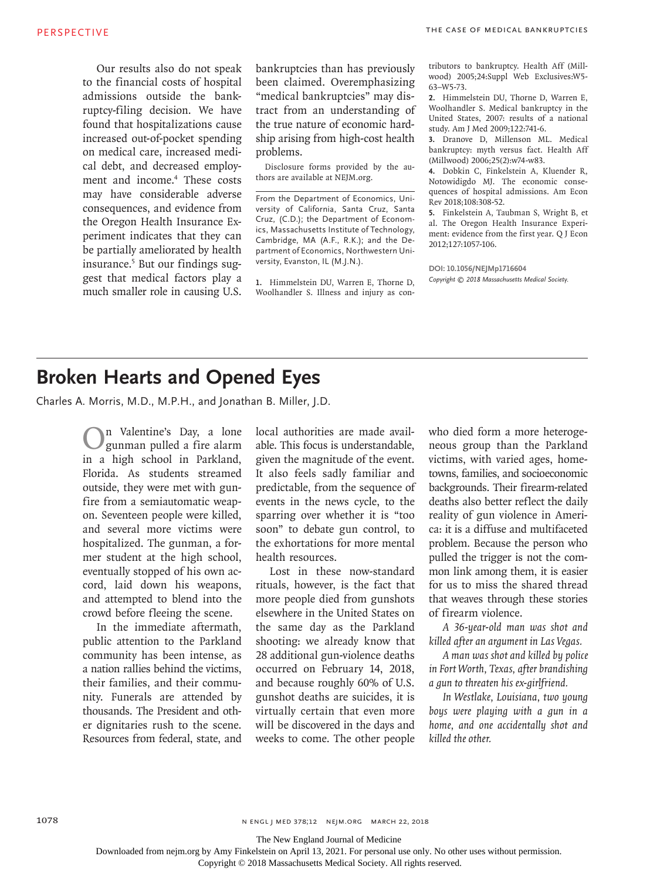Our results also do not speak to the financial costs of hospital admissions outside the bankruptcy-filing decision. We have found that hospitalizations cause increased out-of-pocket spending on medical care, increased medical debt, and decreased employment and income.[4] These costs may have considerable adverse consequences, and evidence from the Oregon Health Insurance Experiment indicates that they can be partially ameliorated by health insurance.[5] But our findings suggest that medical factors play a much smaller role in causing U.S. bankruptcies than has previously been claimed. Overemphasizing "medical bankruptcies" may distract from an understanding of the true nature of economic hardship arising from high-cost health problems.

Disclosure forms provided by the authors are available at NEJM.org.

From the Department of Economics, University of California, Santa Cruz, Santa Cruz, (C.D.); the Department of Economics, Massachusetts Institute of Technology, Cambridge, MA (A.F., R.K.); and the Department of Economics, Northwestern University, Evanston, IL (M.J.N.).

1. Himmelstein DU, Warren E, Thorne D, Woolhandler S. Illness and injury as contributors to bankruptcy. Health Aff (Millwood) 2005;24:Suppl Web Exclusives:W5-63–W5-73.
2. Himmelstein DU, Thorne D, Warren E, Woolhandler S. Medical bankruptcy in the United States, 2007: results of a national study. Am J Med 2009;122:741-6.
3. Dranove D, Millenson ML. Medical bankruptcy: myth versus fact. Health Aff (Millwood) 2006;25(2):w74-w83.
4. Dobkin C, Finkelstein A, Kluender R, Notowidigdo MJ. The economic consequences of hospital admissions. Am Econ Rev 2018;108:308-52.
5. Finkelstein A, Taubman S, Wright B, et al. The Oregon Health Insurance Experiment: evidence from the first year. Q J Econ 2012;127:1057-106.

DOI: 10.1056/NEJMp1716604

*Copyright © 2018 Massachusetts Medical Society.*

# Broken Hearts and Opened Eyes

Charles A. Morris, M.D., M.P.H., and Jonathan B. Miller, J.D.

On Valentine's Day, a lone gunman pulled a fire alarm in a high school in Parkland, Florida. As students streamed outside, they were met with gunfire from a semiautomatic weapon. Seventeen people were killed, and several more victims were hospitalized. The gunman, a former student at the high school, eventually stopped of his own accord, laid down his weapons, and attempted to blend into the crowd before fleeing the scene.

In the immediate aftermath, public attention to the Parkland community has been intense, as a nation rallies behind the victims, their families, and their community. Funerals are attended by thousands. The President and other dignitaries rush to the scene. Resources from federal, state, and local authorities are made available. This focus is understandable, given the magnitude of the event. It also feels sadly familiar and predictable, from the sequence of events in the news cycle, to the sparring over whether it is "too soon" to debate gun control, to the exhortations for more mental health resources.

Lost in these now-standard rituals, however, is the fact that more people died from gunshots elsewhere in the United States on the same day as the Parkland shooting: we already know that 28 additional gun-violence deaths occurred on February 14, 2018, and because roughly 60% of U.S. gunshot deaths are suicides, it is virtually certain that even more will be discovered in the days and weeks to come. The other people who died form a more heterogeneous group than the Parkland victims, with varied ages, hometowns, families, and socioeconomic backgrounds. Their firearm-related deaths also better reflect the daily reality of gun violence in America: it is a diffuse and multifaceted problem. Because the person who pulled the trigger is not the common link among them, it is easier for us to miss the shared thread that weaves through these stories of firearm violence.

*A 36-year-old man was shot and killed after an argument in Las Vegas.*

*A man was shot and killed by police in Fort Worth, Texas, after brandishing a gun to threaten his ex-girlfriend.*

*In Westlake, Louisiana, two young boys were playing with a gun in a home, and one accidentally shot and killed the other.*